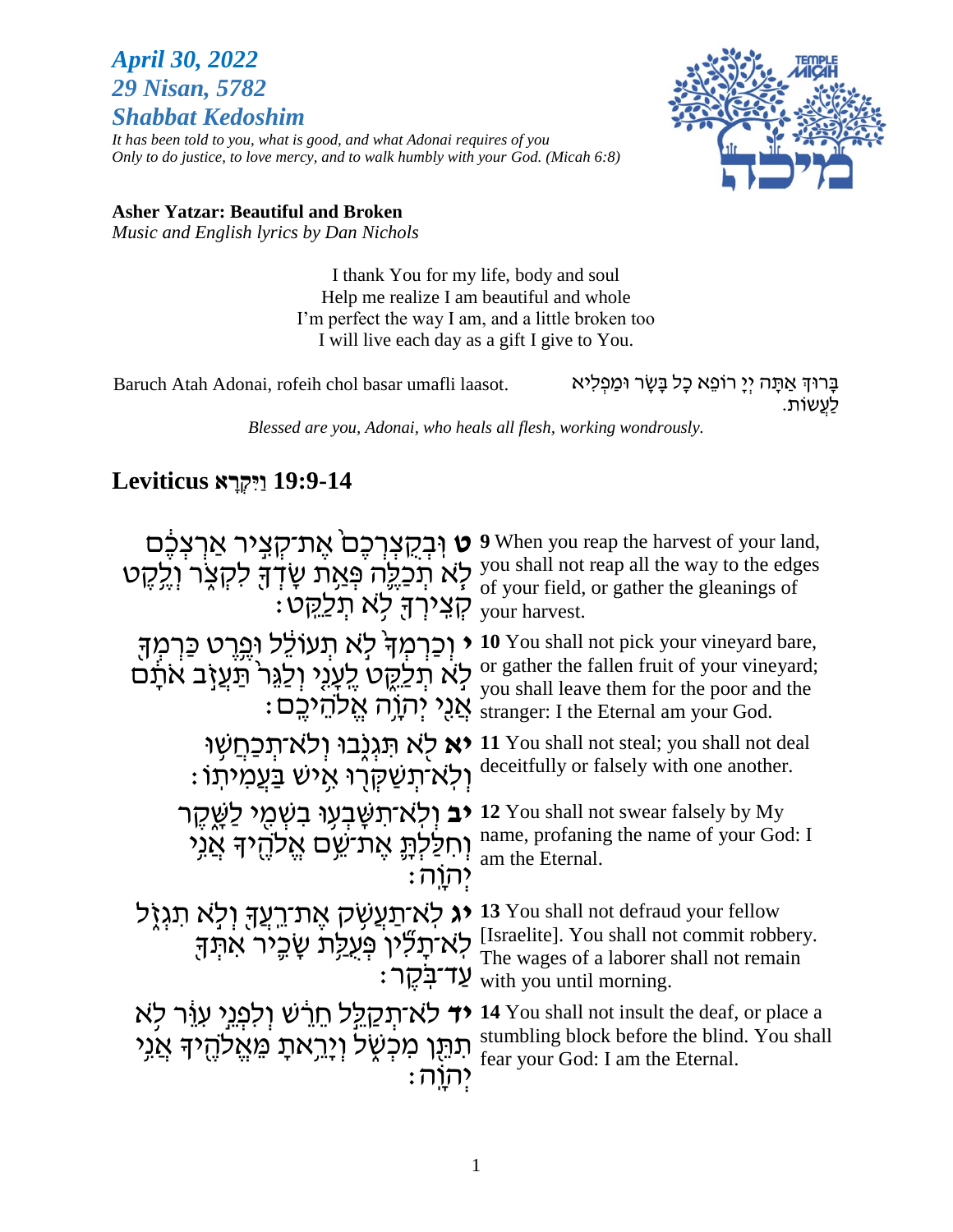***April 30, 2022***
***29 Nisan, 5782***
***Shabbat Kedoshim***

*It has been told to you, what is good, and what Adonai requires of you*
*Only to do justice, to love mercy, and to walk humbly with your God. (Micah 6:8)*

**Asher Yatzar: Beautiful and Broken**
*Music and English lyrics by Dan Nichols*

I thank You for my life, body and soul
Help me realize I am beautiful and whole
I'm perfect the way I am, and a little broken too
I will live each day as a gift I give to You.

Baruch Atah Adonai, rofeih chol basar umafli laasot.

בָּרוּךְ אַתָּה יְיָ רוֹפֵא כָל בָּשָׂר וּמַפְלִיא לַעֲשׂוֹת.

*Blessed are you, Adonai, who heals all flesh, working wondrously.*

## Leviticus וַיִּקְרָא 19:9-14

| | |
|---|---|
| **ט** וּבְקֻצְרְכֶם֙ אֶת־קְצִ֣יר אַרְצְכֶ֔ם לֹ֧א תְכַלֶּ֛ה פְּאַ֥ת שָׂדְךָ֖ לִקְצֹ֑ר וְלֶ֥קֶט קְצִֽירְךָ֖ לֹ֥א תְלַקֵּֽט׃ | **9** When you reap the harvest of your land, you shall not reap all the way to the edges of your field, or gather the gleanings of your harvest. |
| **י** וְכַרְמְךָ֙ לֹ֣א תְעוֹלֵ֔ל וּפֶ֥רֶט כַּרְמְךָ֖ לֹ֣א תְלַקֵּ֑ט לֶֽעָנִ֤י וְלַגֵּר֙ תַּעֲזֹ֣ב אֹתָ֔ם אֲנִ֖י יְהֹוָ֥ה אֱלֹהֵיכֶֽם׃ | **10** You shall not pick your vineyard bare, or gather the fallen fruit of your vineyard; you shall leave them for the poor and the stranger: I the Eternal am your God. |
| **יא** לֹ֖א תִּגְנֹ֑בוּ וְלֹא־תְכַחֲשׁ֥וּ וְלֹֽא־תְשַׁקְּר֖וּ אִ֥ישׁ בַּעֲמִיתֽוֹ׃ | **11** You shall not steal; you shall not deal deceitfully or falsely with one another. |
| **יב** וְלֹֽא־תִשָּׁבְע֥וּ בִשְׁמִ֖י לַשָּׁ֑קֶר וְחִלַּלְתָּ֛ אֶת־שֵׁ֥ם אֱלֹהֶ֖יךָ אֲנִ֥י יְהֹוָֽה׃ | **12** You shall not swear falsely by My name, profaning the name of your God: I am the Eternal. |
| **יג** לֹא־תַעֲשֹׁ֥ק אֶת־רֵֽעֲךָ֖ וְלֹ֣א תִגְזֹ֑ל לֹֽא־תָלִ֞ין פְּעֻלַּ֥ת שָׂכִ֛יר אִתְּךָ֖ עַד־בֹּֽקֶר׃ | **13** You shall not defraud your fellow [Israelite]. You shall not commit robbery. The wages of a laborer shall not remain with you until morning. |
| **יד** לֹא־תְקַלֵּ֣ל חֵרֵ֔שׁ וְלִפְנֵ֣י עִוֵּ֔ר לֹ֥א תִתֵּ֖ן מִכְשֹׁ֑ל וְיָרֵ֥אתָ מֵּאֱלֹהֶ֖יךָ אֲנִ֥י יְהֹוָֽה׃ | **14** You shall not insult the deaf, or place a stumbling block before the blind. You shall fear your God: I am the Eternal. |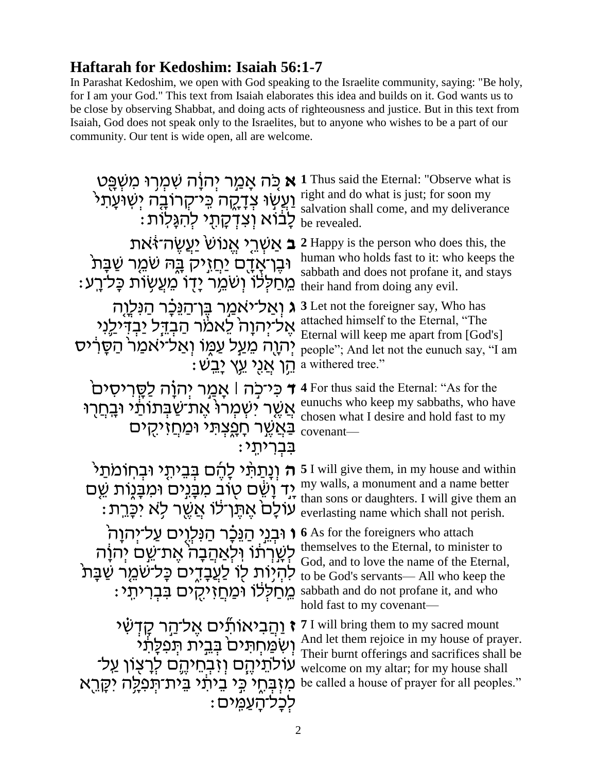## Haftarah for Kedoshim: Isaiah 56:1-7

In Parashat Kedoshim, we open with God speaking to the Israelite community, saying: "Be holy, for I am your God." This text from Isaiah elaborates this idea and builds on it. God wants us to be close by observing Shabbat, and doing acts of righteousness and justice. But in this text from Isaiah, God does not speak only to the Israelites, but to anyone who wishes to be a part of our community. Our tent is wide open, all are welcome.

| | |
|---|---|
| **א** כֹּ֚ה אָמַ֣ר יְהֹוָ֔ה שִׁמְר֥וּ מִשְׁפָּ֖ט וַעֲשׂ֣וּ צְדָקָ֑ה כִּֽי־קְרוֹבָ֤ה יְשֽׁוּעָתִי֙ לָב֔וֹא וְצִדְקָתִ֖י לְהִגָּלֽוֹת׃ | **1** Thus said the Eternal: "Observe what is right and do what is just; for soon my salvation shall come, and my deliverance be revealed. |
| **ב** אַשְׁרֵ֤י אֱנוֹשׁ֙ יַעֲשֶׂה־זֹּ֔את וּבֶן־אָדָ֖ם יַחֲזִ֣יק בָּ֑הּ שֹׁמֵ֤ר שַׁבָּת֙ מֵֽחַלְּל֔וֹ וְשֹׁמֵ֥ר יָד֖וֹ מֵעֲשׂ֥וֹת כָּל־רָֽע׃ | **2** Happy is the person who does this, the human who holds fast to it: who keeps the sabbath and does not profane it, and stays their hand from doing any evil. |
| **ג** וְאַל־יֹאמַ֣ר בֶּן־הַנֵּכָ֗ר הַנִּלְוָ֤ה אֶל־יְהֹוָה֙ לֵאמֹ֔ר הַבְדֵּ֧ל יַבְדִּילַ֛נִי יְהֹוָ֖ה מֵעַ֣ל עַמּ֑וֹ וְאַל־יֹאמַר֙ הַסָּרִ֔יס הֵ֥ן אֲנִ֖י עֵ֥ץ יָבֵֽשׁ׃ | **3** Let not the foreigner say, Who has attached himself to the Eternal, "The Eternal will keep me apart from [God's] people"; And let not the eunuch say, "I am a withered tree." |
| **ד** כִּי־כֹ֣ה \| אָמַ֣ר יְהֹוָ֗ה לַסָּֽרִיסִים֙ אֲשֶׁ֤ר יִשְׁמְרוּ֙ אֶת־שַׁבְּתוֹתַ֔י וּבָֽחֲר֖וּ בַּאֲשֶׁ֣ר חָפָ֑צְתִּי וּמַחֲזִיקִ֖ים בִּבְרִיתִֽי׃ | **4** For thus said the Eternal: "As for the eunuchs who keep my sabbaths, who have chosen what I desire and hold fast to my covenant— |
| **ה** וְנָתַתִּ֨י לָהֶ֜ם בְּבֵיתִ֤י וּבְחוֹמֹתַי֙ יָ֣ד וָשֵׁ֔ם ט֖וֹב מִבָּנִ֣ים וּמִבָּנ֑וֹת שֵׁ֤ם עוֹלָם֙ אֶתֶּן־ל֔וֹ אֲשֶׁ֖ר לֹ֥א יִכָּרֵֽת׃ | **5** I will give them, in my house and within my walls, a monument and a name better than sons or daughters. I will give them an everlasting name which shall not perish. |
| **ו** וּבְנֵ֣י הַנֵּכָ֗ר הַנִּלְוִ֤ים עַל־יְהֹוָה֙ לְשָׁ֣רְת֔וֹ וּֽלְאַהֲבָה֙ אֶת־שֵׁ֣ם יְהֹוָ֔ה לִהְי֥וֹת ל֖וֹ לַעֲבָדִ֑ים כָּל־שֹׁמֵ֤ר שַׁבָּת֙ מֵֽחַלְּל֔וֹ וּמַחֲזִיקִ֖ים בִּבְרִיתִֽי׃ | **6** As for the foreigners who attach themselves to the Eternal, to minister to God, and to love the name of the Eternal, to be God's servants— All who keep the sabbath and do not profane it, and who hold fast to my covenant— |
| **ז** וַהֲבִיאוֹתִ֞ים אֶל־הַ֣ר קָדְשִׁ֗י וְשִׂמַּחְתִּים֙ בְּבֵ֣ית תְּפִלָּתִ֔י עוֹלֹתֵיהֶ֧ם וְזִבְחֵיהֶ֛ם לְרָצ֖וֹן עַל־מִזְבְּחִ֑י כִּ֣י בֵיתִ֔י בֵּית־תְּפִלָּ֥ה יִקָּרֵ֖א לְכָל־הָעַמִּֽים׃ | **7** I will bring them to my sacred mount And let them rejoice in my house of prayer. Their burnt offerings and sacrifices shall be welcome on my altar; for my house shall be called a house of prayer for all peoples." |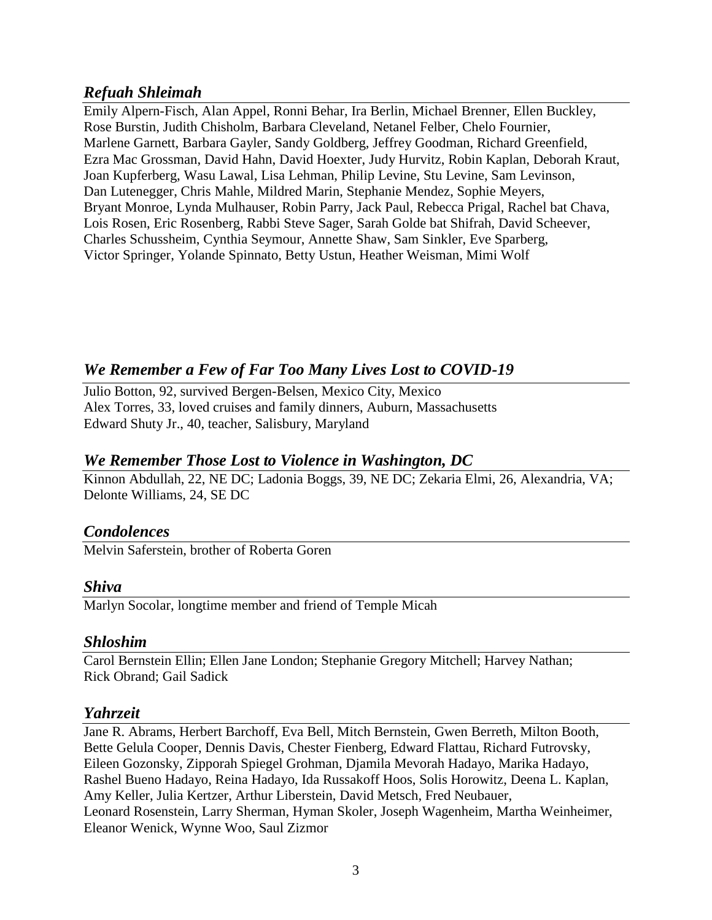## *Refuah Shleimah*

Emily Alpern-Fisch, Alan Appel, Ronni Behar, Ira Berlin, Michael Brenner, Ellen Buckley, Rose Burstin, Judith Chisholm, Barbara Cleveland, Netanel Felber, Chelo Fournier, Marlene Garnett, Barbara Gayler, Sandy Goldberg, Jeffrey Goodman, Richard Greenfield, Ezra Mac Grossman, David Hahn, David Hoexter, Judy Hurvitz, Robin Kaplan, Deborah Kraut, Joan Kupferberg, Wasu Lawal, Lisa Lehman, Philip Levine, Stu Levine, Sam Levinson, Dan Lutenegger, Chris Mahle, Mildred Marin, Stephanie Mendez, Sophie Meyers, Bryant Monroe, Lynda Mulhauser, Robin Parry, Jack Paul, Rebecca Prigal, Rachel bat Chava, Lois Rosen, Eric Rosenberg, Rabbi Steve Sager, Sarah Golde bat Shifrah, David Scheever, Charles Schussheim, Cynthia Seymour, Annette Shaw, Sam Sinkler, Eve Sparberg, Victor Springer, Yolande Spinnato, Betty Ustun, Heather Weisman, Mimi Wolf

## *We Remember a Few of Far Too Many Lives Lost to COVID-19*

Julio Botton, 92, survived Bergen-Belsen, Mexico City, Mexico
Alex Torres, 33, loved cruises and family dinners, Auburn, Massachusetts
Edward Shuty Jr., 40, teacher, Salisbury, Maryland

## *We Remember Those Lost to Violence in Washington, DC*

Kinnon Abdullah, 22, NE DC; Ladonia Boggs, 39, NE DC; Zekaria Elmi, 26, Alexandria, VA; Delonte Williams, 24, SE DC

## *Condolences*

Melvin Saferstein, brother of Roberta Goren

## *Shiva*

Marlyn Socolar, longtime member and friend of Temple Micah

## *Shloshim*

Carol Bernstein Ellin; Ellen Jane London; Stephanie Gregory Mitchell; Harvey Nathan; Rick Obrand; Gail Sadick

## *Yahrzeit*

Jane R. Abrams, Herbert Barchoff, Eva Bell, Mitch Bernstein, Gwen Berreth, Milton Booth, Bette Gelula Cooper, Dennis Davis, Chester Fienberg, Edward Flattau, Richard Futrovsky, Eileen Gozonsky, Zipporah Spiegel Grohman, Djamila Mevorah Hadayo, Marika Hadayo, Rashel Bueno Hadayo, Reina Hadayo, Ida Russakoff Hoos, Solis Horowitz, Deena L. Kaplan, Amy Keller, Julia Kertzer, Arthur Liberstein, David Metsch, Fred Neubauer, Leonard Rosenstein, Larry Sherman, Hyman Skoler, Joseph Wagenheim, Martha Weinheimer, Eleanor Wenick, Wynne Woo, Saul Zizmor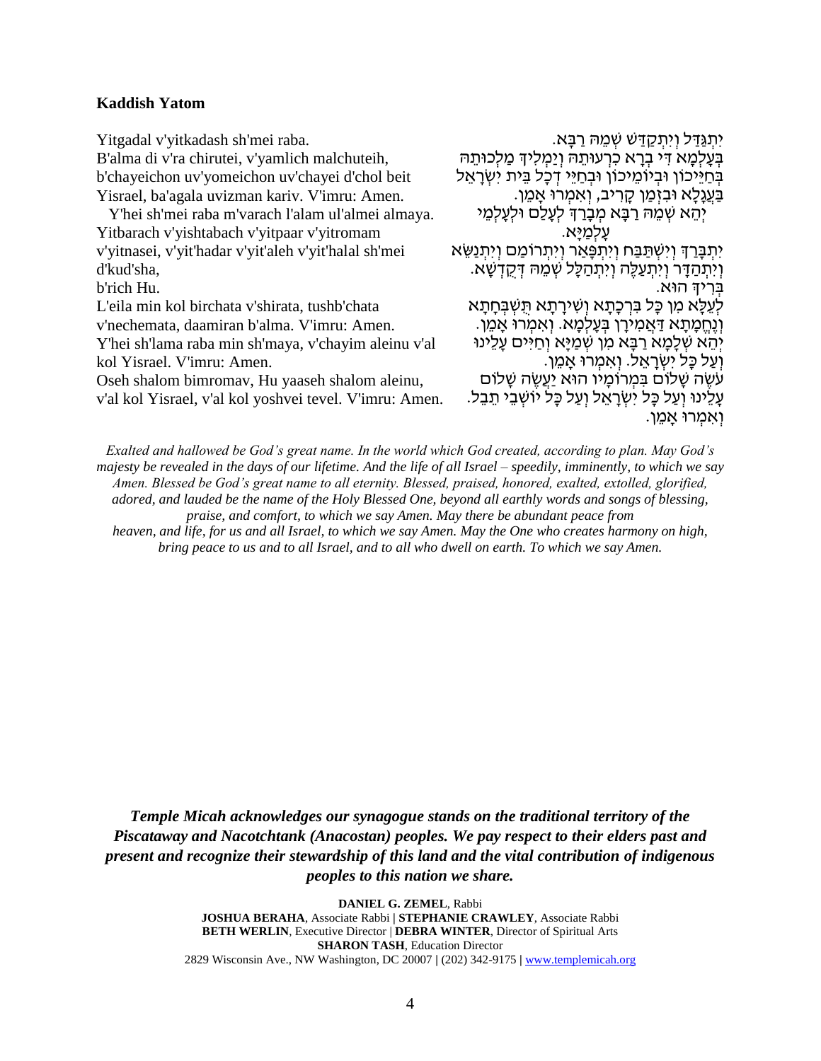**Kaddish Yatom**

Yitgadal v'yitkadash sh'mei raba.
B'alma di v'ra chirutei, v'yamlich malchuteih,
b'chayeichon uv'yomeichon uv'chayei d'chol beit Yisrael, ba'agala uvizman kariv. V'imru: Amen.
Y'hei sh'mei raba m'varach l'alam ul'almei almaya.
Yitbarach v'yishtabach v'yitpaar v'yitromam v'yitnasei, v'yit'hadar v'yit'aleh v'yit'halal sh'mei d'kud'sha,
b'rich Hu.
L'eila min kol birchata v'shirata, tushb'chata v'nechemata, daamiran b'alma. V'imru: Amen.
Y'hei sh'lama raba min sh'maya, v'chayim aleinu v'al kol Yisrael. V'imru: Amen.
Oseh shalom bimromav, Hu yaaseh shalom aleinu, v'al kol Yisrael, v'al kol yoshvei tevel. V'imru: Amen.

יִתְגַּדַּל וְיִתְקַדַּשׁ שְׁמֵהּ רַבָּא.
בְּעָלְמָא דִּי בְרָא כִרְעוּתֵהּ וְיַמְלִיךְ מַלְכוּתֵהּ
בְּחַיֵּיכוֹן וּבְיוֹמֵיכוֹן וּבְחַיֵּי דְכָל בֵּית יִשְׂרָאֵל
בַּעֲגָלָא וּבִזְמַן קָרִיב, וְאִמְרוּ אָמֵן.
יְהֵא שְׁמֵהּ רַבָּא מְבָרַךְ לְעָלַם וּלְעָלְמֵי עָלְמַיָּא.
יִתְבָּרַךְ וְיִשְׁתַּבַּח וְיִתְפָּאַר וְיִתְרוֹמַם וְיִתְנַשֵּׂא
וְיִתְהַדָּר וְיִתְעַלֶּה וְיִתְהַלָּל שְׁמֵהּ דְּקֻדְשָׁא.
בְּרִיךְ הוּא.
לְעֵלָּא מִן כָּל בִּרְכָתָא וְשִׁירָתָא תֻּשְׁבְּחָתָא
וְנֶחֱמָתָא דַּאֲמִירָן בְּעָלְמָא. וְאִמְרוּ אָמֵן.
יְהֵא שְׁלָמָא רַבָּא מִן שְׁמַיָּא וְחַיִּים עָלֵינוּ
וְעַל כָּל יִשְׂרָאֵל. וְאִמְרוּ אָמֵן.
עֹשֶׂה שָׁלוֹם בִּמְרוֹמָיו הוּא יַעֲשֶׂה שָׁלוֹם
עָלֵינוּ וְעַל כָּל יִשְׂרָאֵל וְעַל כָּל יוֹשְׁבֵי תֵבֵל.
וְאִמְרוּ אָמֵן.

*Exalted and hallowed be God's great name. In the world which God created, according to plan. May God's majesty be revealed in the days of our lifetime. And the life of all Israel – speedily, imminently, to which we say Amen. Blessed be God's great name to all eternity. Blessed, praised, honored, exalted, extolled, glorified, adored, and lauded be the name of the Holy Blessed One, beyond all earthly words and songs of blessing, praise, and comfort, to which we say Amen. May there be abundant peace from heaven, and life, for us and all Israel, to which we say Amen. May the One who creates harmony on high, bring peace to us and to all Israel, and to all who dwell on earth. To which we say Amen.*

***Temple Micah acknowledges our synagogue stands on the traditional territory of the Piscataway and Nacotchtank (Anacostan) peoples. We pay respect to their elders past and present and recognize their stewardship of this land and the vital contribution of indigenous peoples to this nation we share.***

**DANIEL G. ZEMEL**, Rabbi
**JOSHUA BERAHA**, Associate Rabbi | **STEPHANIE CRAWLEY**, Associate Rabbi
**BETH WERLIN**, Executive Director | **DEBRA WINTER**, Director of Spiritual Arts
**SHARON TASH**, Education Director
2829 Wisconsin Ave., NW Washington, DC 20007 | (202) 342-9175 | www.templemicah.org